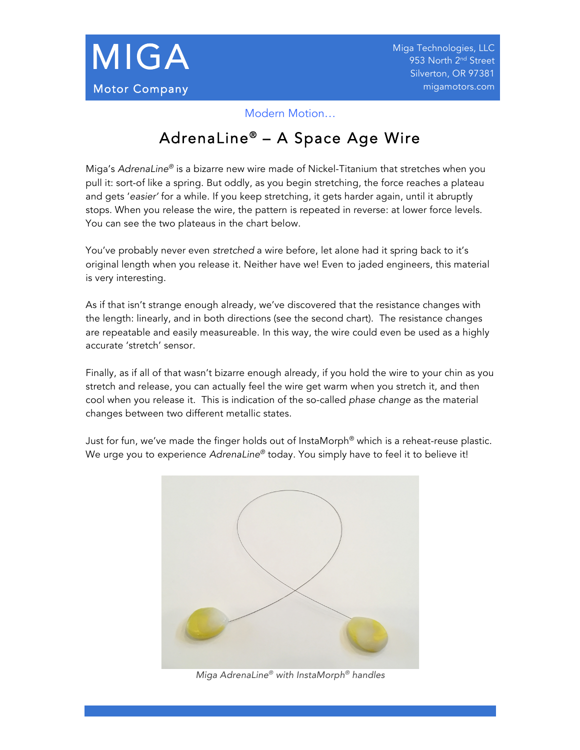# MIGA

Motor Company

Miga Technologies, LLC
953 North 2nd Street
Silverton, OR 97381
migamotors.com

Modern Motion…

## AdrenaLine® – A Space Age Wire

Miga's *AdrenaLine®* is a bizarre new wire made of Nickel-Titanium that stretches when you pull it: sort-of like a spring. But oddly, as you begin stretching, the force reaches a plateau and gets '*easier*' for a while. If you keep stretching, it gets harder again, until it abruptly stops. When you release the wire, the pattern is repeated in reverse: at lower force levels. You can see the two plateaus in the chart below.

You've probably never even *stretched* a wire before, let alone had it spring back to it's original length when you release it. Neither have we! Even to jaded engineers, this material is very interesting.

As if that isn't strange enough already, we've discovered that the resistance changes with the length: linearly, and in both directions (see the second chart). The resistance changes are repeatable and easily measureable. In this way, the wire could even be used as a highly accurate 'stretch' sensor.

Finally, as if all of that wasn't bizarre enough already, if you hold the wire to your chin as you stretch and release, you can actually feel the wire get warm when you stretch it, and then cool when you release it. This is indication of the so-called *phase change* as the material changes between two different metallic states.

Just for fun, we've made the finger holds out of InstaMorph® which is a reheat-reuse plastic. We urge you to experience *AdrenaLine®* today. You simply have to feel it to believe it!

*Miga AdrenaLine® with InstaMorph® handles*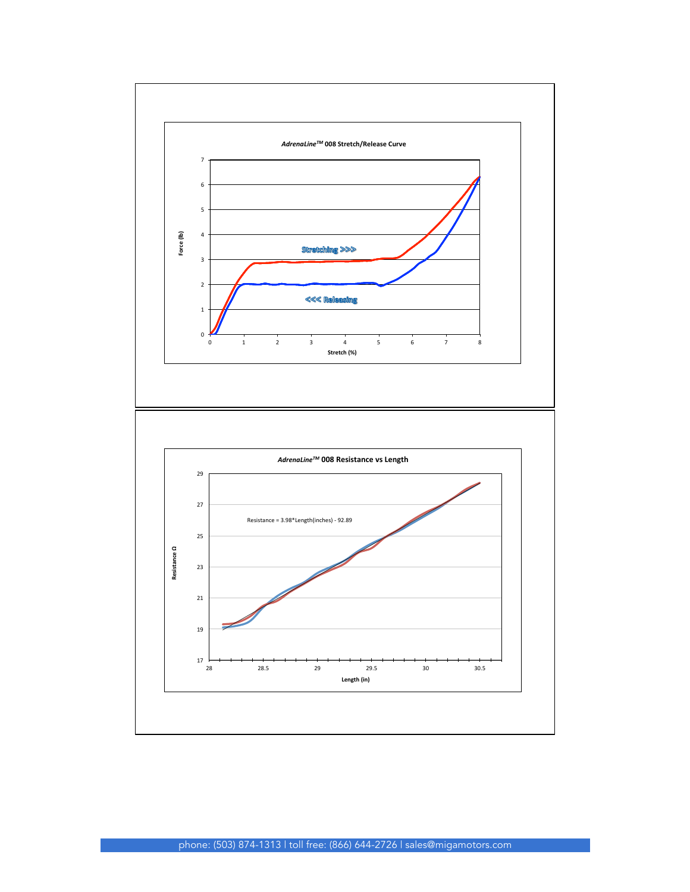**AdrenaLine[TM] 008 Stretch/Release Curve**

Force (lb)

7
6
5
4
3
2
1
0

0 1 2 3 4 5 6 7 8

Stretch (%)

Stretching >>>

<<< Releasing

**AdrenaLine[TM] 008 Resistance vs Length**

Resistance Ω

29
27
25
23
21
19
17

28 28.5 29 29.5 30 30.5

Length (in)

Resistance = 3.98*Length(inches) - 92.89

phone: (503) 874-1313 | toll free: (866) 644-2726 | sales@migamotors.com